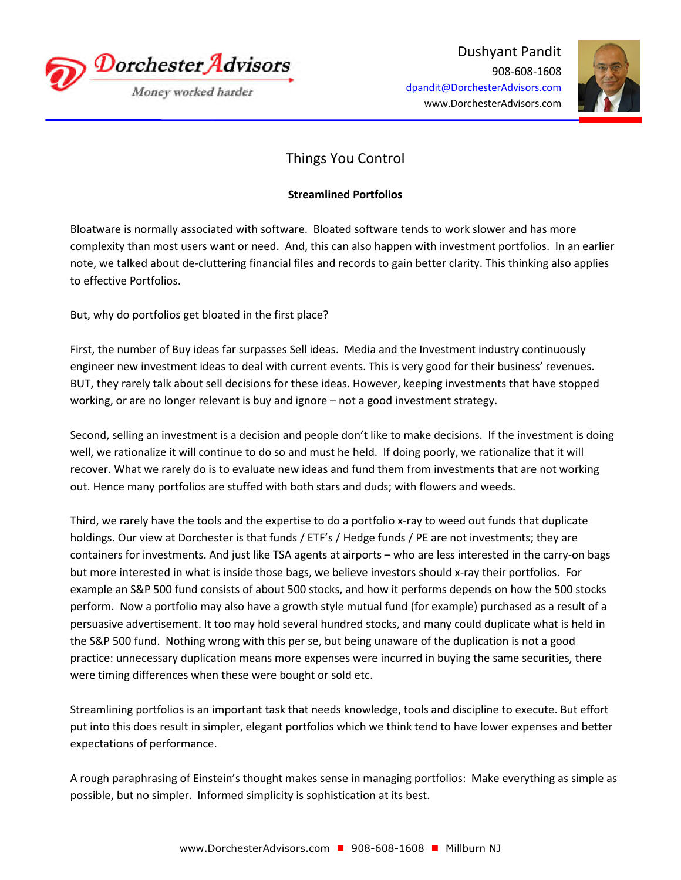Dorchester Advisors

*Money worked harder*

Dushyant Pandit
908-608-1608
dpandit@DorchesterAdvisors.com
www.DorchesterAdvisors.com

# Things You Control

## Streamlined Portfolios

Bloatware is normally associated with software. Bloated software tends to work slower and has more complexity than most users want or need. And, this can also happen with investment portfolios. In an earlier note, we talked about de-cluttering financial files and records to gain better clarity. This thinking also applies to effective Portfolios.

But, why do portfolios get bloated in the first place?

First, the number of Buy ideas far surpasses Sell ideas. Media and the Investment industry continuously engineer new investment ideas to deal with current events. This is very good for their business' revenues. BUT, they rarely talk about sell decisions for these ideas. However, keeping investments that have stopped working, or are no longer relevant is buy and ignore – not a good investment strategy.

Second, selling an investment is a decision and people don't like to make decisions. If the investment is doing well, we rationalize it will continue to do so and must he held. If doing poorly, we rationalize that it will recover. What we rarely do is to evaluate new ideas and fund them from investments that are not working out. Hence many portfolios are stuffed with both stars and duds; with flowers and weeds.

Third, we rarely have the tools and the expertise to do a portfolio x-ray to weed out funds that duplicate holdings. Our view at Dorchester is that funds / ETF's / Hedge funds / PE are not investments; they are containers for investments. And just like TSA agents at airports – who are less interested in the carry-on bags but more interested in what is inside those bags, we believe investors should x-ray their portfolios. For example an S&P 500 fund consists of about 500 stocks, and how it performs depends on how the 500 stocks perform. Now a portfolio may also have a growth style mutual fund (for example) purchased as a result of a persuasive advertisement. It too may hold several hundred stocks, and many could duplicate what is held in the S&P 500 fund. Nothing wrong with this per se, but being unaware of the duplication is not a good practice: unnecessary duplication means more expenses were incurred in buying the same securities, there were timing differences when these were bought or sold etc.

Streamlining portfolios is an important task that needs knowledge, tools and discipline to execute. But effort put into this does result in simpler, elegant portfolios which we think tend to have lower expenses and better expectations of performance.

A rough paraphrasing of Einstein's thought makes sense in managing portfolios: Make everything as simple as possible, but no simpler. Informed simplicity is sophistication at its best.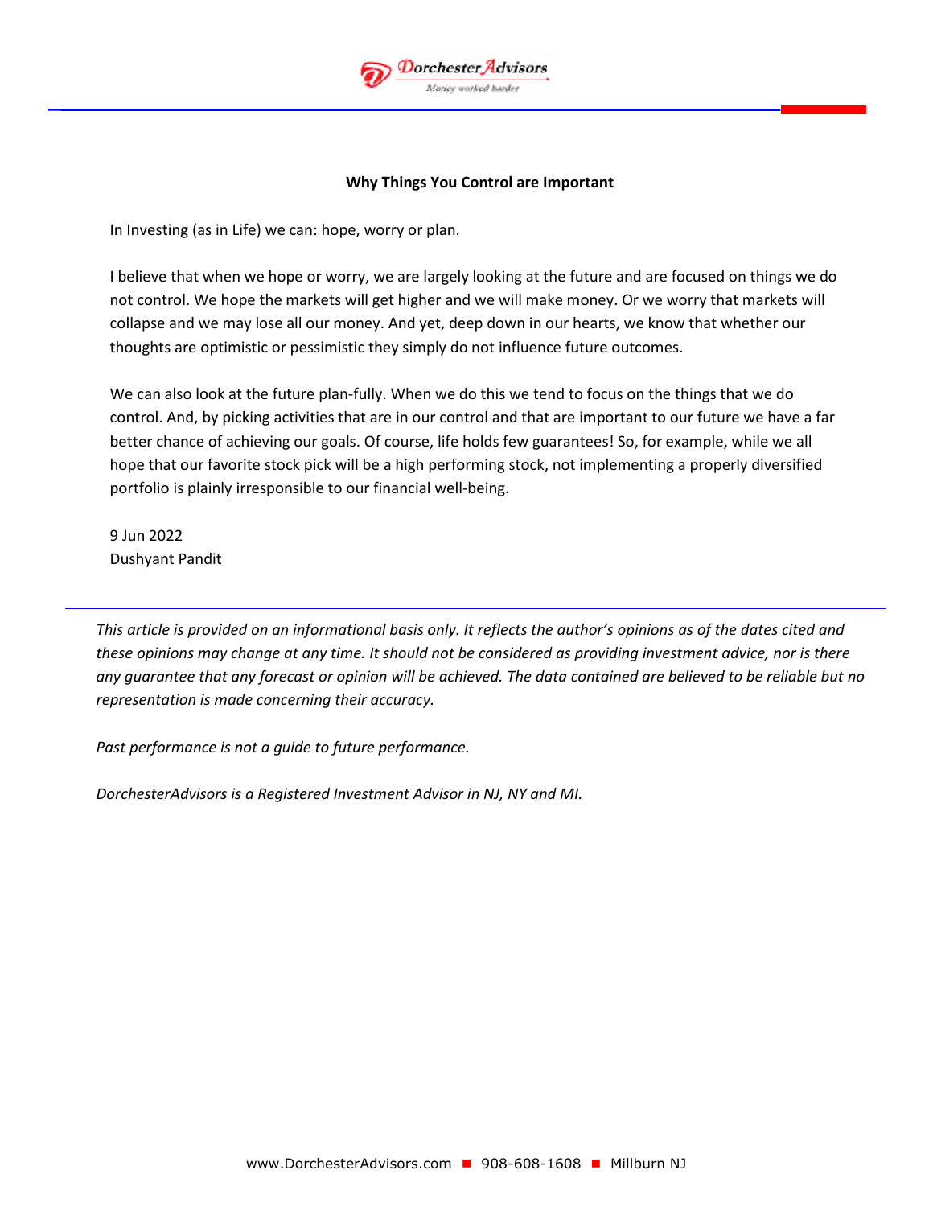**Why Things You Control are Important**

In Investing (as in Life) we can: hope, worry or plan.

I believe that when we hope or worry, we are largely looking at the future and are focused on things we do not control. We hope the markets will get higher and we will make money. Or we worry that markets will collapse and we may lose all our money. And yet, deep down in our hearts, we know that whether our thoughts are optimistic or pessimistic they simply do not influence future outcomes.

We can also look at the future plan-fully. When we do this we tend to focus on the things that we do control. And, by picking activities that are in our control and that are important to our future we have a far better chance of achieving our goals. Of course, life holds few guarantees! So, for example, while we all hope that our favorite stock pick will be a high performing stock, not implementing a properly diversified portfolio is plainly irresponsible to our financial well-being.

9 Jun 2022
Dushyant Pandit

---

*This article is provided on an informational basis only. It reflects the author's opinions as of the dates cited and these opinions may change at any time. It should not be considered as providing investment advice, nor is there any guarantee that any forecast or opinion will be achieved. The data contained are believed to be reliable but no representation is made concerning their accuracy.*

*Past performance is not a guide to future performance.*

*DorchesterAdvisors is a Registered Investment Advisor in NJ, NY and MI.*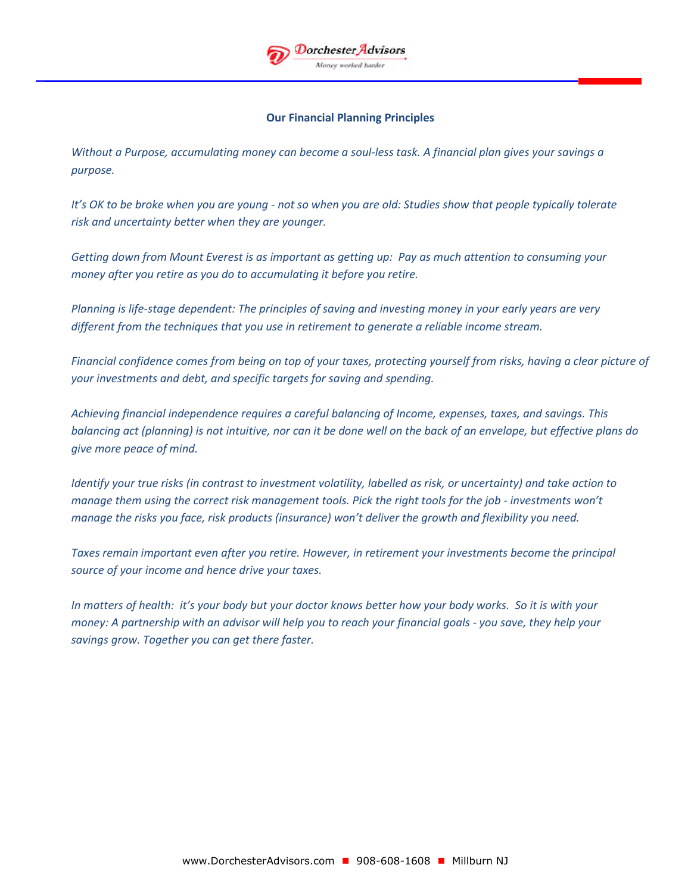## Our Financial Planning Principles

*Without a Purpose, accumulating money can become a soul-less task. A financial plan gives your savings a purpose.*

*It's OK to be broke when you are young - not so when you are old: Studies show that people typically tolerate risk and uncertainty better when they are younger.*

*Getting down from Mount Everest is as important as getting up: Pay as much attention to consuming your money after you retire as you do to accumulating it before you retire.*

*Planning is life-stage dependent: The principles of saving and investing money in your early years are very different from the techniques that you use in retirement to generate a reliable income stream.*

*Financial confidence comes from being on top of your taxes, protecting yourself from risks, having a clear picture of your investments and debt, and specific targets for saving and spending.*

*Achieving financial independence requires a careful balancing of Income, expenses, taxes, and savings. This balancing act (planning) is not intuitive, nor can it be done well on the back of an envelope, but effective plans do give more peace of mind.*

*Identify your true risks (in contrast to investment volatility, labelled as risk, or uncertainty) and take action to manage them using the correct risk management tools. Pick the right tools for the job - investments won't manage the risks you face, risk products (insurance) won't deliver the growth and flexibility you need.*

*Taxes remain important even after you retire. However, in retirement your investments become the principal source of your income and hence drive your taxes.*

*In matters of health: it's your body but your doctor knows better how your body works. So it is with your money: A partnership with an advisor will help you to reach your financial goals - you save, they help your savings grow. Together you can get there faster.*